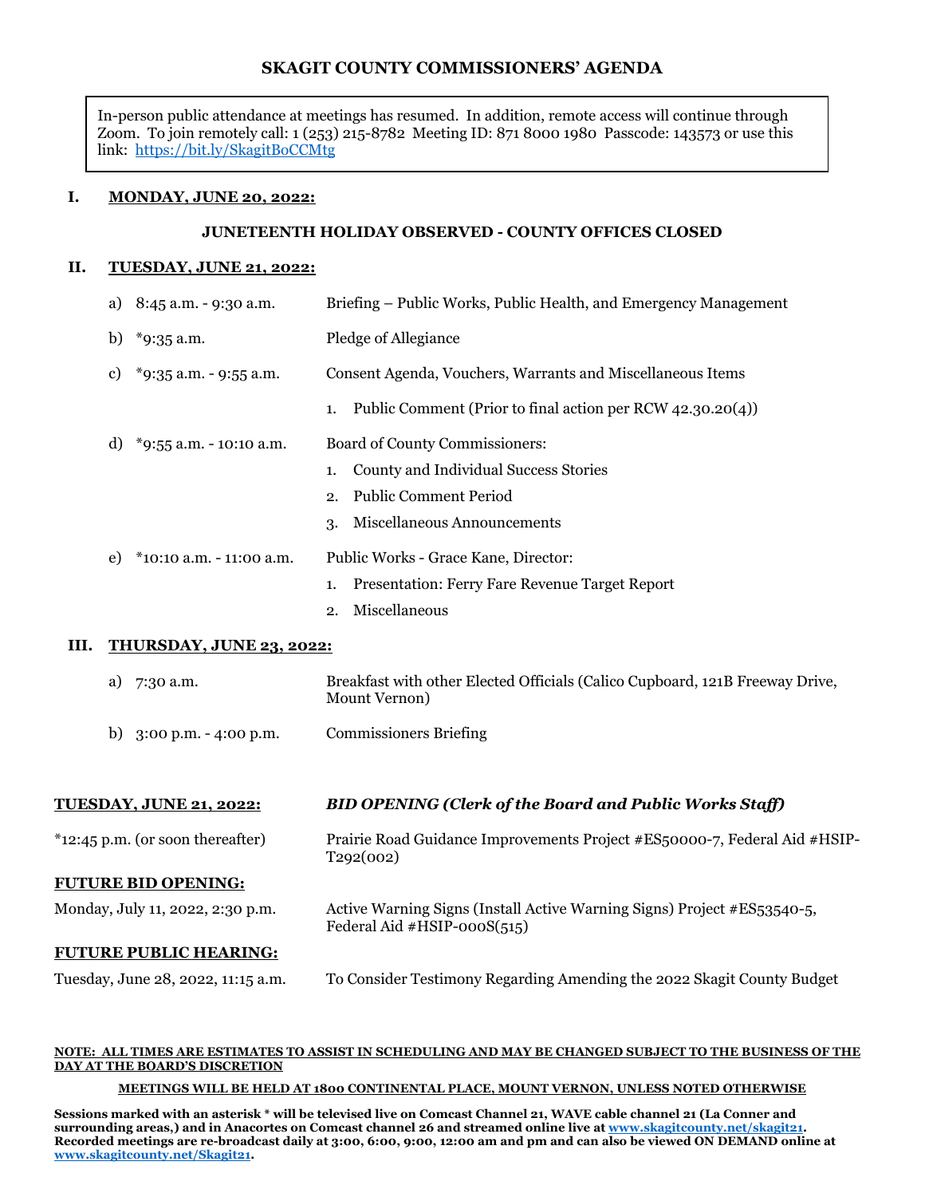# SKAGIT COUNTY COMMISSIONERS' AGENDA

> In-person public attendance at meetings has resumed. In addition, remote access will continue through Zoom. To join remotely call: 1 (253) 215-8782 Meeting ID: 871 8000 1980 Passcode: 143573 or use this link: [https://bit.ly/SkagitBoCCMtg](https://bit.ly/SkagitBoCCMtg)

## I. MONDAY, JUNE 20, 2022:

**JUNETEENTH HOLIDAY OBSERVED - COUNTY OFFICES CLOSED**

## II. TUESDAY, JUNE 21, 2022:

a) 8:45 a.m. - 9:30 a.m. — Briefing – Public Works, Public Health, and Emergency Management

b) *9:35 a.m. — Pledge of Allegiance

c) *9:35 a.m. - 9:55 a.m. — Consent Agenda, Vouchers, Warrants and Miscellaneous Items

1. Public Comment (Prior to final action per RCW 42.30.20(4))

d) *9:55 a.m. - 10:10 a.m. — Board of County Commissioners:

1. County and Individual Success Stories
2. Public Comment Period
3. Miscellaneous Announcements

e) *10:10 a.m. - 11:00 a.m. — Public Works - Grace Kane, Director:

1. Presentation: Ferry Fare Revenue Target Report
2. Miscellaneous

## III. THURSDAY, JUNE 23, 2022:

a) 7:30 a.m. — Breakfast with other Elected Officials (Calico Cupboard, 121B Freeway Drive, Mount Vernon)

b) 3:00 p.m. - 4:00 p.m. — Commissioners Briefing

**TUESDAY, JUNE 21, 2022:** — ***BID OPENING (Clerk of the Board and Public Works Staff)***

*12:45 p.m. (or soon thereafter) — Prairie Road Guidance Improvements Project #ES50000-7, Federal Aid #HSIP-T292(002)

**FUTURE BID OPENING:**

Monday, July 11, 2022, 2:30 p.m. — Active Warning Signs (Install Active Warning Signs) Project #ES53540-5, Federal Aid #HSIP-000S(515)

**FUTURE PUBLIC HEARING:**

Tuesday, June 28, 2022, 11:15 a.m. — To Consider Testimony Regarding Amending the 2022 Skagit County Budget

**NOTE: ALL TIMES ARE ESTIMATES TO ASSIST IN SCHEDULING AND MAY BE CHANGED SUBJECT TO THE BUSINESS OF THE DAY AT THE BOARD'S DISCRETION**

**MEETINGS WILL BE HELD AT 1800 CONTINENTAL PLACE, MOUNT VERNON, UNLESS NOTED OTHERWISE**

**Sessions marked with an asterisk * will be televised live on Comcast Channel 21, WAVE cable channel 21 (La Conner and surrounding areas,) and in Anacortes on Comcast channel 26 and streamed online live at [www.skagitcounty.net/skagit21](www.skagitcounty.net/skagit21). Recorded meetings are re-broadcast daily at 3:00, 6:00, 9:00, 12:00 am and pm and can also be viewed ON DEMAND online at [www.skagitcounty.net/Skagit21](www.skagitcounty.net/Skagit21).**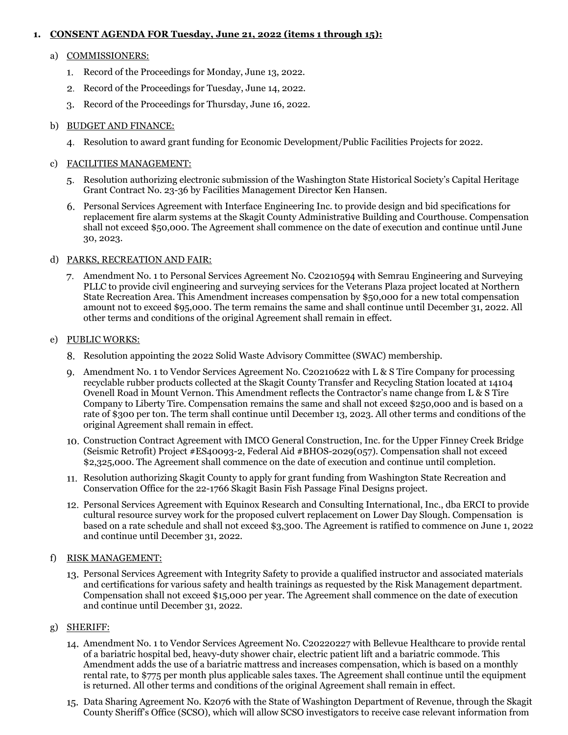1. **CONSENT AGENDA FOR Tuesday, June 21, 2022 (items 1 through 15):**

   a) COMMISSIONERS:

      1. Record of the Proceedings for Monday, June 13, 2022.
      2. Record of the Proceedings for Tuesday, June 14, 2022.
      3. Record of the Proceedings for Thursday, June 16, 2022.

   b) BUDGET AND FINANCE:

      4. Resolution to award grant funding for Economic Development/Public Facilities Projects for 2022.

   c) FACILITIES MANAGEMENT:

      5. Resolution authorizing electronic submission of the Washington State Historical Society's Capital Heritage Grant Contract No. 23-36 by Facilities Management Director Ken Hansen.
      6. Personal Services Agreement with Interface Engineering Inc. to provide design and bid specifications for replacement fire alarm systems at the Skagit County Administrative Building and Courthouse. Compensation shall not exceed $50,000. The Agreement shall commence on the date of execution and continue until June 30, 2023.

   d) PARKS, RECREATION AND FAIR:

      7. Amendment No. 1 to Personal Services Agreement No. C20210594 with Semrau Engineering and Surveying PLLC to provide civil engineering and surveying services for the Veterans Plaza project located at Northern State Recreation Area. This Amendment increases compensation by $50,000 for a new total compensation amount not to exceed $95,000. The term remains the same and shall continue until December 31, 2022. All other terms and conditions of the original Agreement shall remain in effect.

   e) PUBLIC WORKS:

      8. Resolution appointing the 2022 Solid Waste Advisory Committee (SWAC) membership.
      9. Amendment No. 1 to Vendor Services Agreement No. C20210622 with L & S Tire Company for processing recyclable rubber products collected at the Skagit County Transfer and Recycling Station located at 14104 Ovenell Road in Mount Vernon. This Amendment reflects the Contractor's name change from L & S Tire Company to Liberty Tire. Compensation remains the same and shall not exceed $250,000 and is based on a rate of $300 per ton. The term shall continue until December 13, 2023. All other terms and conditions of the original Agreement shall remain in effect.
      10. Construction Contract Agreement with IMCO General Construction, Inc. for the Upper Finney Creek Bridge (Seismic Retrofit) Project #ES40093-2, Federal Aid #BHOS-2029(057). Compensation shall not exceed $2,325,000. The Agreement shall commence on the date of execution and continue until completion.
      11. Resolution authorizing Skagit County to apply for grant funding from Washington State Recreation and Conservation Office for the 22-1766 Skagit Basin Fish Passage Final Designs project.
      12. Personal Services Agreement with Equinox Research and Consulting International, Inc., dba ERCI to provide cultural resource survey work for the proposed culvert replacement on Lower Day Slough. Compensation is based on a rate schedule and shall not exceed $3,300. The Agreement is ratified to commence on June 1, 2022 and continue until December 31, 2022.

   f) RISK MANAGEMENT:

      13. Personal Services Agreement with Integrity Safety to provide a qualified instructor and associated materials and certifications for various safety and health trainings as requested by the Risk Management department. Compensation shall not exceed $15,000 per year. The Agreement shall commence on the date of execution and continue until December 31, 2022.

   g) SHERIFF:

      14. Amendment No. 1 to Vendor Services Agreement No. C20220227 with Bellevue Healthcare to provide rental of a bariatric hospital bed, heavy-duty shower chair, electric patient lift and a bariatric commode. This Amendment adds the use of a bariatric mattress and increases compensation, which is based on a monthly rental rate, to $775 per month plus applicable sales taxes. The Agreement shall continue until the equipment is returned. All other terms and conditions of the original Agreement shall remain in effect.
      15. Data Sharing Agreement No. K2076 with the State of Washington Department of Revenue, through the Skagit County Sheriff's Office (SCSO), which will allow SCSO investigators to receive case relevant information from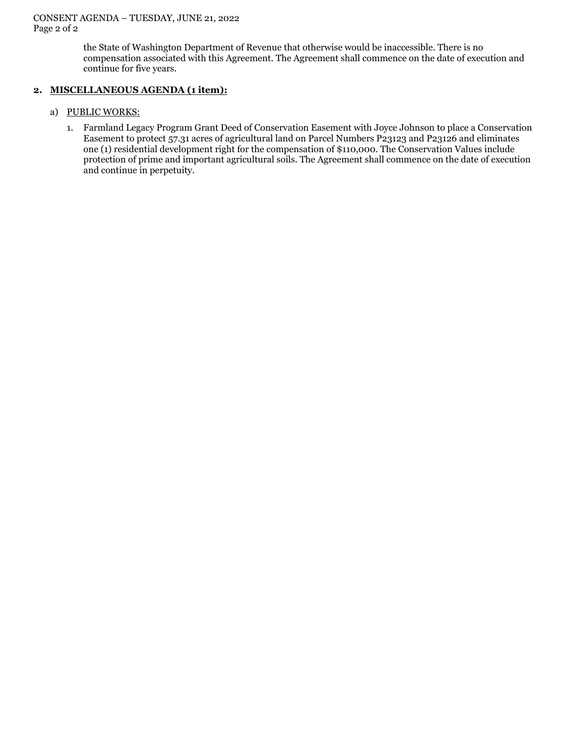the State of Washington Department of Revenue that otherwise would be inaccessible. There is no compensation associated with this Agreement. The Agreement shall commence on the date of execution and continue for five years.

## 2. **MISCELLANEOUS AGENDA (1 item):**

a) PUBLIC WORKS:

1. Farmland Legacy Program Grant Deed of Conservation Easement with Joyce Johnson to place a Conservation Easement to protect 57.31 acres of agricultural land on Parcel Numbers P23123 and P23126 and eliminates one (1) residential development right for the compensation of $110,000. The Conservation Values include protection of prime and important agricultural soils. The Agreement shall commence on the date of execution and continue in perpetuity.